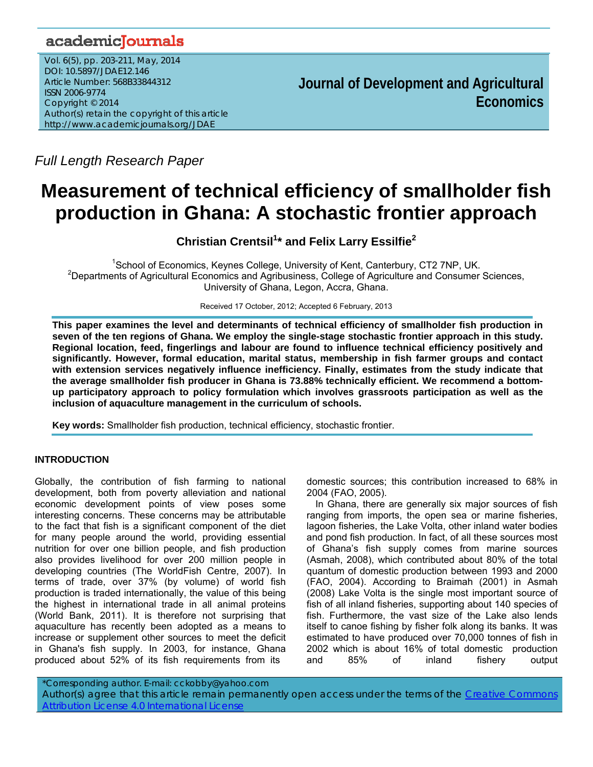Full Length Research Paper

# Measurement of technical efficiency of smallholder fish production in Ghana: A stochastic frontier approach

**Christian Crentsil[1]* and Felix Larry Essilfie[2]**

[1]School of Economics, Keynes College, University of Kent, Canterbury, CT2 7NP, UK.
[2]Departments of Agricultural Economics and Agribusiness, College of Agriculture and Consumer Sciences, University of Ghana, Legon, Accra, Ghana.

Received 17 October, 2012; Accepted 6 February, 2013

**This paper examines the level and determinants of technical efficiency of smallholder fish production in seven of the ten regions of Ghana. We employ the single-stage stochastic frontier approach in this study. Regional location, feed, fingerlings and labour are found to influence technical efficiency positively and significantly. However, formal education, marital status, membership in fish farmer groups and contact with extension services negatively influence inefficiency. Finally, estimates from the study indicate that the average smallholder fish producer in Ghana is 73.88% technically efficient. We recommend a bottom-up participatory approach to policy formulation which involves grassroots participation as well as the inclusion of aquaculture management in the curriculum of schools.**

**Key words:** Smallholder fish production, technical efficiency, stochastic frontier.

## INTRODUCTION

Globally, the contribution of fish farming to national development, both from poverty alleviation and national economic development points of view poses some interesting concerns. These concerns may be attributable to the fact that fish is a significant component of the diet for many people around the world, providing essential nutrition for over one billion people, and fish production also provides livelihood for over 200 million people in developing countries (The WorldFish Centre, 2007). In terms of trade, over 37% (by volume) of world fish production is traded internationally, the value of this being the highest in international trade in all animal proteins (World Bank, 2011). It is therefore not surprising that aquaculture has recently been adopted as a means to increase or supplement other sources to meet the deficit in Ghana's fish supply. In 2003, for instance, Ghana produced about 52% of its fish requirements from its domestic sources; this contribution increased to 68% in 2004 (FAO, 2005).

In Ghana, there are generally six major sources of fish ranging from imports, the open sea or marine fisheries, lagoon fisheries, the Lake Volta, other inland water bodies and pond fish production. In fact, of all these sources most of Ghana's fish supply comes from marine sources (Asmah, 2008), which contributed about 80% of the total quantum of domestic production between 1993 and 2000 (FAO, 2004). According to Braimah (2001) in Asmah (2008) Lake Volta is the single most important source of fish of all inland fisheries, supporting about 140 species of fish. Furthermore, the vast size of the Lake also lends itself to canoe fishing by fisher folk along its banks. It was estimated to have produced over 70,000 tonnes of fish in 2002 which is about 16% of total domestic production and 85% of inland fishery output

*Corresponding author. E-mail: cckobby@yahoo.com
Author(s) agree that this article remain permanently open access under the terms of the Creative Commons Attribution License 4.0 International License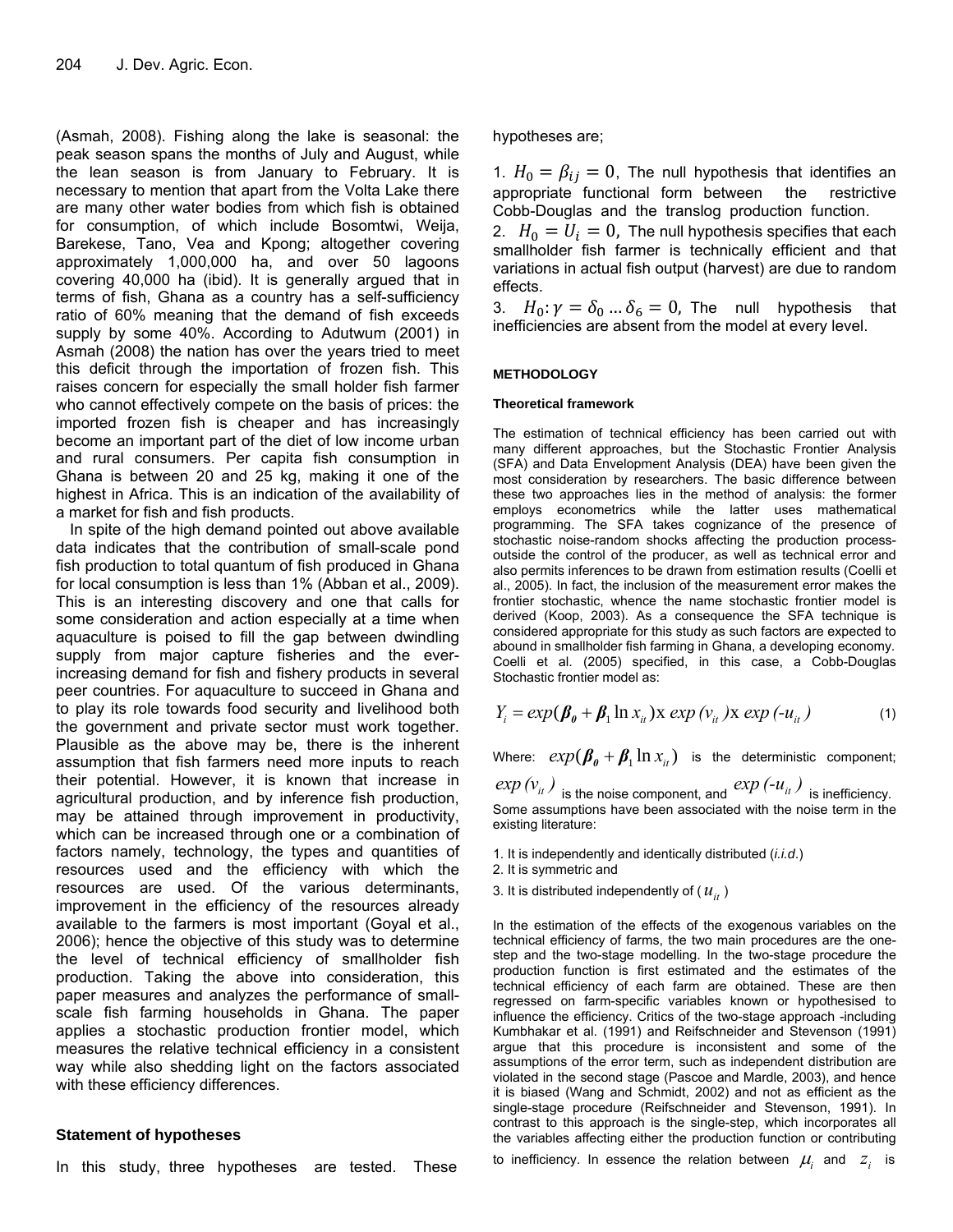(Asmah, 2008). Fishing along the lake is seasonal: the peak season spans the months of July and August, while the lean season is from January to February. It is necessary to mention that apart from the Volta Lake there are many other water bodies from which fish is obtained for consumption, of which include Bosomtwi, Weija, Barekese, Tano, Vea and Kpong; altogether covering approximately 1,000,000 ha, and over 50 lagoons covering 40,000 ha (ibid). It is generally argued that in terms of fish, Ghana as a country has a self-sufficiency ratio of 60% meaning that the demand of fish exceeds supply by some 40%. According to Adutwum (2001) in Asmah (2008) the nation has over the years tried to meet this deficit through the importation of frozen fish. This raises concern for especially the small holder fish farmer who cannot effectively compete on the basis of prices: the imported frozen fish is cheaper and has increasingly become an important part of the diet of low income urban and rural consumers. Per capita fish consumption in Ghana is between 20 and 25 kg, making it one of the highest in Africa. This is an indication of the availability of a market for fish and fish products.

In spite of the high demand pointed out above available data indicates that the contribution of small-scale pond fish production to total quantum of fish produced in Ghana for local consumption is less than 1% (Abban et al., 2009). This is an interesting discovery and one that calls for some consideration and action especially at a time when aquaculture is poised to fill the gap between dwindling supply from major capture fisheries and the ever-increasing demand for fish and fishery products in several peer countries. For aquaculture to succeed in Ghana and to play its role towards food security and livelihood both the government and private sector must work together. Plausible as the above may be, there is the inherent assumption that fish farmers need more inputs to reach their potential. However, it is known that increase in agricultural production, and by inference fish production, may be attained through improvement in productivity, which can be increased through one or a combination of factors namely, technology, the types and quantities of resources used and the efficiency with which the resources are used. Of the various determinants, improvement in the efficiency of the resources already available to the farmers is most important (Goyal et al., 2006); hence the objective of this study was to determine the level of technical efficiency of smallholder fish production. Taking the above into consideration, this paper measures and analyzes the performance of small-scale fish farming households in Ghana. The paper applies a stochastic production frontier model, which measures the relative technical efficiency in a consistent way while also shedding light on the factors associated with these efficiency differences.

## Statement of hypotheses

In this study, three hypotheses are tested. These hypotheses are;

1. $H_0 = \beta_{ij} = 0$, The null hypothesis that identifies an appropriate functional form between the restrictive Cobb-Douglas and the translog production function.
2. $H_0 = U_i = 0$, The null hypothesis specifies that each smallholder fish farmer is technically efficient and that variations in actual fish output (harvest) are due to random effects.
3. $H_0: \gamma = \delta_0 \ldots \delta_6 = 0$, The null hypothesis that inefficiencies are absent from the model at every level.

## METHODOLOGY

### Theoretical framework

The estimation of technical efficiency has been carried out with many different approaches, but the Stochastic Frontier Analysis (SFA) and Data Envelopment Analysis (DEA) have been given the most consideration by researchers. The basic difference between these two approaches lies in the method of analysis: the former employs econometrics while the latter uses mathematical programming. The SFA takes cognizance of the presence of stochastic noise-random shocks affecting the production process-outside the control of the producer, as well as technical error and also permits inferences to be drawn from estimation results (Coelli et al., 2005). In fact, the inclusion of the measurement error makes the frontier stochastic, whence the name stochastic frontier model is derived (Koop, 2003). As a consequence the SFA technique is considered appropriate for this study as such factors are expected to abound in smallholder fish farming in Ghana, a developing economy. Coelli et al. (2005) specified, in this case, a Cobb-Douglas Stochastic frontier model as:

$$Y_i = exp(\boldsymbol{\beta_0} + \boldsymbol{\beta}_1 \ln x_{it}) \text{x } exp\,(v_{it}) \text{x } exp\,(-u_{it}) \tag{1}$$

Where: $exp(\boldsymbol{\beta_0} + \boldsymbol{\beta}_1 \ln x_{it})$ is the deterministic component; $exp\,(v_{it})$ is the noise component, and $exp\,(-u_{it})$ is inefficiency. Some assumptions have been associated with the noise term in the existing literature:

1. It is independently and identically distributed (*i.i.d.*)
2. It is symmetric and
3. It is distributed independently of ( $u_{it}$ )

In the estimation of the effects of the exogenous variables on the technical efficiency of farms, the two main procedures are the one-step and the two-stage modelling. In the two-stage procedure the production function is first estimated and the estimates of the technical efficiency of each farm are obtained. These are then regressed on farm-specific variables known or hypothesised to influence the efficiency. Critics of the two-stage approach -including Kumbhakar et al. (1991) and Reifschneider and Stevenson (1991) argue that this procedure is inconsistent and some of the assumptions of the error term, such as independent distribution are violated in the second stage (Pascoe and Mardle, 2003), and hence it is biased (Wang and Schmidt, 2002) and not as efficient as the single-stage procedure (Reifschneider and Stevenson, 1991). In contrast to this approach is the single-step, which incorporates all the variables affecting either the production function or contributing to inefficiency. In essence the relation between $\mu_i$ and $z_i$ is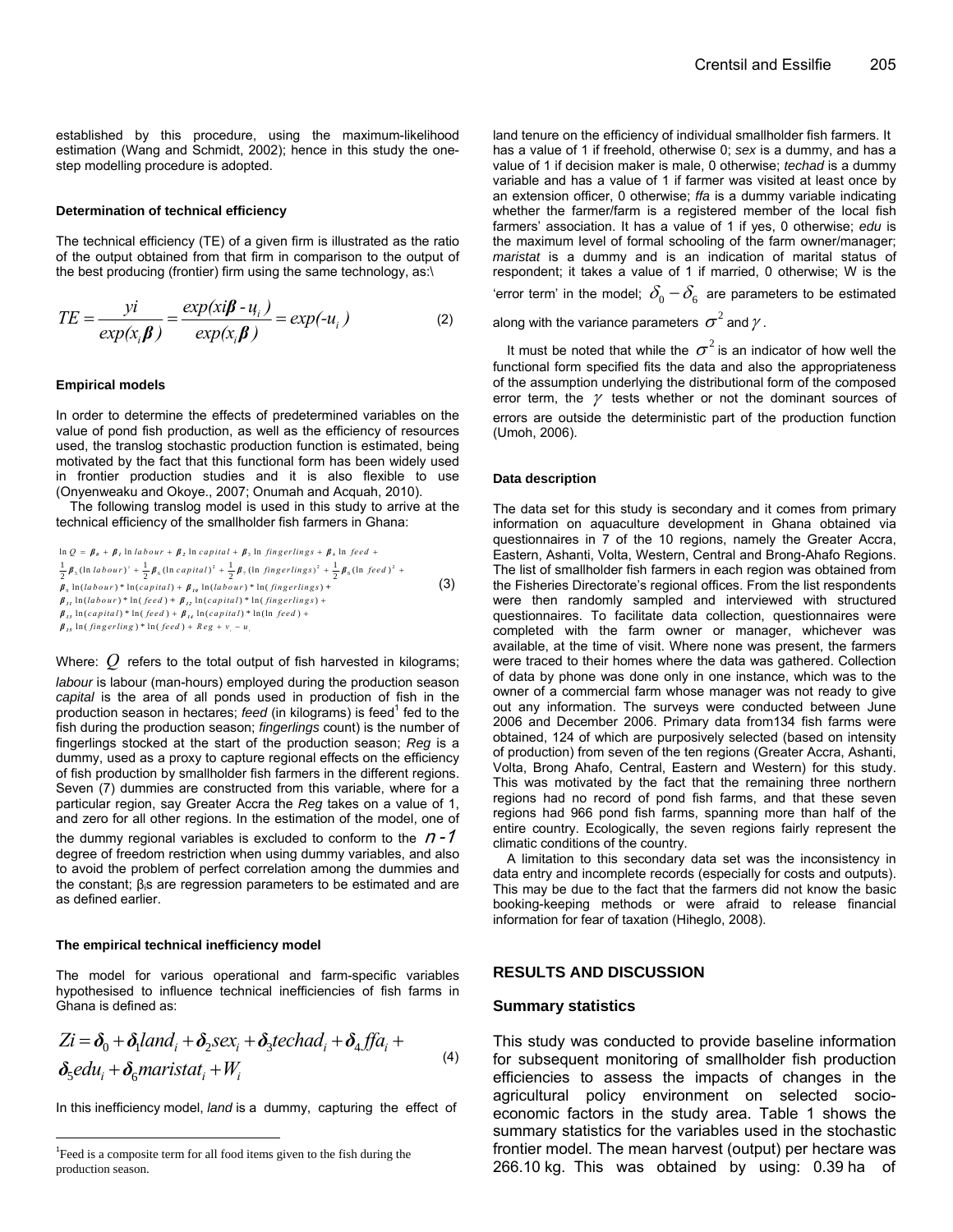established by this procedure, using the maximum-likelihood estimation (Wang and Schmidt, 2002); hence in this study the one-step modelling procedure is adopted.

### Determination of technical efficiency

The technical efficiency (TE) of a given firm is illustrated as the ratio of the output obtained from that firm in comparison to the output of the best producing (frontier) firm using the same technology, as:\

$$TE = \frac{yi}{exp(x_i\boldsymbol{\beta})} = \frac{exp(xi\boldsymbol{\beta} - u_i)}{exp(x_i\boldsymbol{\beta})} = exp(-u_i) \tag{2}$$

### Empirical models

In order to determine the effects of predetermined variables on the value of pond fish production, as well as the efficiency of resources used, the translog stochastic production function is estimated, being motivated by the fact that this functional form has been widely used in frontier production studies and it is also flexible to use (Onyenweaku and Okoye., 2007; Onumah and Acquah, 2010).

The following translog model is used in this study to arrive at the technical efficiency of the smallholder fish farmers in Ghana:

$$\begin{aligned}
\ln Q &= \beta_0 + \beta_1 \ln labour + \beta_2 \ln capital + \beta_3 \ln fingerlings + \beta_4 \ln feed + \\
&\frac{1}{2}\beta_5(\ln labour)^2 + \frac{1}{2}\beta_6(\ln capital)^2 + \frac{1}{2}\beta_7(\ln fingerlings)^2 + \frac{1}{2}\beta_8(\ln feed)^2 + \\
&\beta_9 \ln(labour)*\ln(capital) + \beta_{10}\ln(labour)*\ln(fingerlings) + \\
&\beta_{11}\ln(labour)*\ln(feed) + \beta_{12}\ln(capital)*\ln(fingerlings) + \\
&\beta_{13}\ln(capital)*\ln(feed) + \beta_{14}\ln(capital)*\ln(\ln feed) + \\
&\beta_{15}\ln(fingerling)*\ln(feed) + Reg + v_i - u_i
\end{aligned} \tag{3}$$

Where: $Q$ refers to the total output of fish harvested in kilograms; *labour* is labour (man-hours) employed during the production season *capital* is the area of all ponds used in production of fish in the production season in hectares; *feed* (in kilograms) is feed[1] fed to the fish during the production season; *fingerlings* count) is the number of fingerlings stocked at the start of the production season; *Reg* is a dummy, used as a proxy to capture regional effects on the efficiency of fish production by smallholder fish farmers in the different regions. Seven (7) dummies are constructed from this variable, where for a particular region, say Greater Accra the *Reg* takes on a value of 1, and zero for all other regions. In the estimation of the model, one of the dummy regional variables is excluded to conform to the $n$-1 degree of freedom restriction when using dummy variables, and also to avoid the problem of perfect correlation among the dummies and the constant; $\beta_i$s are regression parameters to be estimated and are as defined earlier.

### The empirical technical inefficiency model

The model for various operational and farm-specific variables hypothesised to influence technical inefficiencies of fish farms in Ghana is defined as:

$$\begin{aligned}
Zi = \boldsymbol{\delta}_0 + \boldsymbol{\delta}_1 land_i + \boldsymbol{\delta}_2 sex_i + \boldsymbol{\delta}_3 techad_i + \boldsymbol{\delta}_4 ffa_i + \\
\boldsymbol{\delta}_5 edu_i + \boldsymbol{\delta}_6 maristat_i + W_i
\end{aligned} \tag{4}$$

In this inefficiency model, *land* is a dummy, capturing the effect of land tenure on the efficiency of individual smallholder fish farmers. It has a value of 1 if freehold, otherwise 0; *sex* is a dummy, and has a value of 1 if decision maker is male, 0 otherwise; *techad* is a dummy variable and has a value of 1 if farmer was visited at least once by an extension officer, 0 otherwise; *ffa* is a dummy variable indicating whether the farmer/farm is a registered member of the local fish farmers' association. It has a value of 1 if yes, 0 otherwise; *edu* is the maximum level of formal schooling of the farm owner/manager; *maristat* is a dummy and is an indication of marital status of respondent; it takes a value of 1 if married, 0 otherwise; W is the 'error term' in the model; $\delta_0 - \delta_6$ are parameters to be estimated along with the variance parameters $\sigma^2$ and $\gamma$.

It must be noted that while the $\sigma^2$ is an indicator of how well the functional form specified fits the data and also the appropriateness of the assumption underlying the distributional form of the composed error term, the $\gamma$ tests whether or not the dominant sources of errors are outside the deterministic part of the production function (Umoh, 2006).

### Data description

The data set for this study is secondary and it comes from primary information on aquaculture development in Ghana obtained via questionnaires in 7 of the 10 regions, namely the Greater Accra, Eastern, Ashanti, Volta, Western, Central and Brong-Ahafo Regions. The list of smallholder fish farmers in each region was obtained from the Fisheries Directorate's regional offices. From the list respondents were then randomly sampled and interviewed with structured questionnaires. To facilitate data collection, questionnaires were completed with the farm owner or manager, whichever was available, at the time of visit. Where none was present, the farmers were traced to their homes where the data was gathered. Collection of data by phone was done only in one instance, which was to the owner of a commercial farm whose manager was not ready to give out any information. The surveys were conducted between June 2006 and December 2006. Primary data from134 fish farms were obtained, 124 of which are purposively selected (based on intensity of production) from seven of the ten regions (Greater Accra, Ashanti, Volta, Brong Ahafo, Central, Eastern and Western) for this study. This was motivated by the fact that the remaining three northern regions had no record of pond fish farms, and that these seven regions had 966 pond fish farms, spanning more than half of the entire country. Ecologically, the seven regions fairly represent the climatic conditions of the country.

A limitation to this secondary data set was the inconsistency in data entry and incomplete records (especially for costs and outputs). This may be due to the fact that the farmers did not know the basic booking-keeping methods or were afraid to release financial information for fear of taxation (Hiheglo, 2008).

## RESULTS AND DISCUSSION

### Summary statistics

This study was conducted to provide baseline information for subsequent monitoring of smallholder fish production efficiencies to assess the impacts of changes in the agricultural policy environment on selected socio-economic factors in the study area. Table 1 shows the summary statistics for the variables used in the stochastic frontier model. The mean harvest (output) per hectare was 266.10 kg. This was obtained by using: 0.39 ha of

[1] Feed is a composite term for all food items given to the fish during the production season.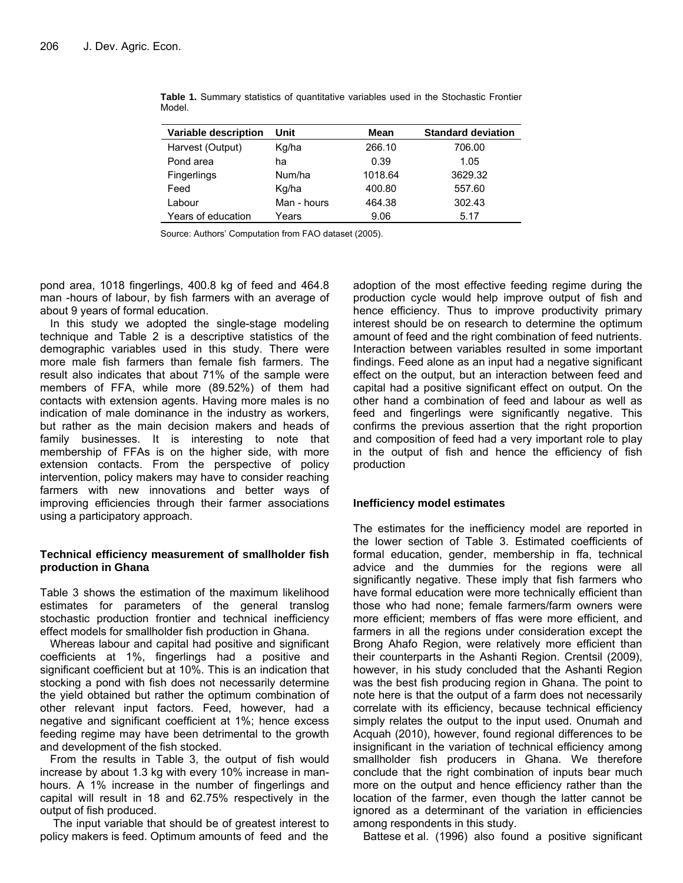**Table 1.** Summary statistics of quantitative variables used in the Stochastic Frontier Model.

| Variable description | Unit | Mean | Standard deviation |
|---|---|---|---|
| Harvest (Output) | Kg/ha | 266.10 | 706.00 |
| Pond area | ha | 0.39 | 1.05 |
| Fingerlings | Num/ha | 1018.64 | 3629.32 |
| Feed | Kg/ha | 400.80 | 557.60 |
| Labour | Man - hours | 464.38 | 302.43 |
| Years of education | Years | 9.06 | 5.17 |

Source: Authors' Computation from FAO dataset (2005).

pond area, 1018 fingerlings, 400.8 kg of feed and 464.8 man -hours of labour, by fish farmers with an average of about 9 years of formal education.

In this study we adopted the single-stage modeling technique and Table 2 is a descriptive statistics of the demographic variables used in this study. There were more male fish farmers than female fish farmers. The result also indicates that about 71% of the sample were members of FFA, while more (89.52%) of them had contacts with extension agents. Having more males is no indication of male dominance in the industry as workers, but rather as the main decision makers and heads of family businesses. It is interesting to note that membership of FFAs is on the higher side, with more extension contacts. From the perspective of policy intervention, policy makers may have to consider reaching farmers with new innovations and better ways of improving efficiencies through their farmer associations using a participatory approach.

### Technical efficiency measurement of smallholder fish production in Ghana

Table 3 shows the estimation of the maximum likelihood estimates for parameters of the general translog stochastic production frontier and technical inefficiency effect models for smallholder fish production in Ghana.

Whereas labour and capital had positive and significant coefficients at 1%, fingerlings had a positive and significant coefficient but at 10%. This is an indication that stocking a pond with fish does not necessarily determine the yield obtained but rather the optimum combination of other relevant input factors. Feed, however, had a negative and significant coefficient at 1%; hence excess feeding regime may have been detrimental to the growth and development of the fish stocked.

From the results in Table 3, the output of fish would increase by about 1.3 kg with every 10% increase in man-hours. A 1% increase in the number of fingerlings and capital will result in 18 and 62.75% respectively in the output of fish produced.

The input variable that should be of greatest interest to policy makers is feed. Optimum amounts of feed and the adoption of the most effective feeding regime during the production cycle would help improve output of fish and hence efficiency. Thus to improve productivity primary interest should be on research to determine the optimum amount of feed and the right combination of feed nutrients. Interaction between variables resulted in some important findings. Feed alone as an input had a negative significant effect on the output, but an interaction between feed and capital had a positive significant effect on output. On the other hand a combination of feed and labour as well as feed and fingerlings were significantly negative. This confirms the previous assertion that the right proportion and composition of feed had a very important role to play in the output of fish and hence the efficiency of fish production

### Inefficiency model estimates

The estimates for the inefficiency model are reported in the lower section of Table 3. Estimated coefficients of formal education, gender, membership in ffa, technical advice and the dummies for the regions were all significantly negative. These imply that fish farmers who have formal education were more technically efficient than those who had none; female farmers/farm owners were more efficient; members of ffas were more efficient, and farmers in all the regions under consideration except the Brong Ahafo Region, were relatively more efficient than their counterparts in the Ashanti Region. Crentsil (2009), however, in his study concluded that the Ashanti Region was the best fish producing region in Ghana. The point to note here is that the output of a farm does not necessarily correlate with its efficiency, because technical efficiency simply relates the output to the input used. Onumah and Acquah (2010), however, found regional differences to be insignificant in the variation of technical efficiency among smallholder fish producers in Ghana. We therefore conclude that the right combination of inputs bear much more on the output and hence efficiency rather than the location of the farmer, even though the latter cannot be ignored as a determinant of the variation in efficiencies among respondents in this study.

Battese et al. (1996) also found a positive significant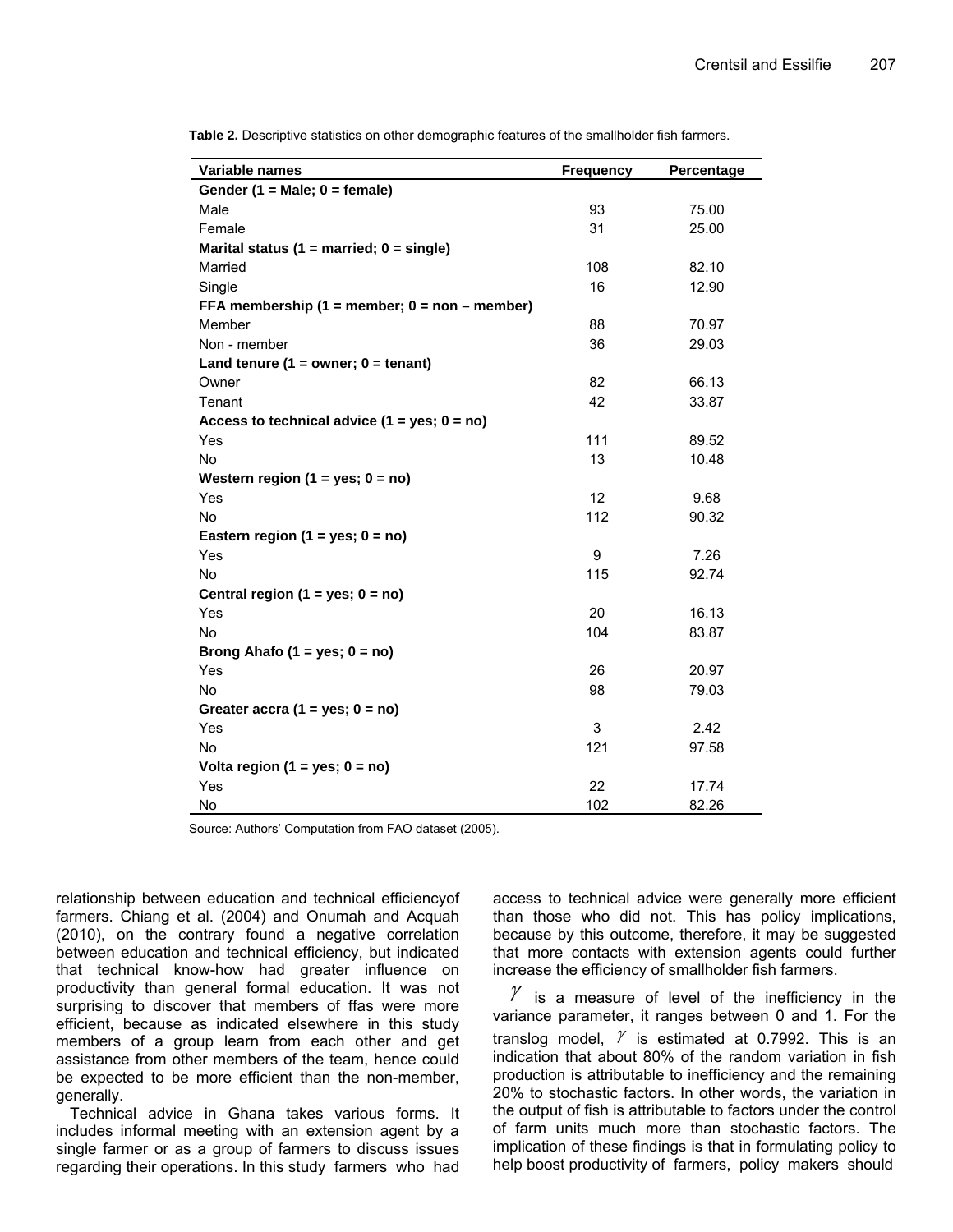**Table 2.** Descriptive statistics on other demographic features of the smallholder fish farmers.

| Variable names | Frequency | Percentage |
|---|---|---|
| **Gender (1 = Male; 0 = female)** | | |
| Male | 93 | 75.00 |
| Female | 31 | 25.00 |
| **Marital status (1 = married; 0 = single)** | | |
| Married | 108 | 82.10 |
| Single | 16 | 12.90 |
| **FFA membership (1 = member; 0 = non – member)** | | |
| Member | 88 | 70.97 |
| Non - member | 36 | 29.03 |
| **Land tenure (1 = owner; 0 = tenant)** | | |
| Owner | 82 | 66.13 |
| Tenant | 42 | 33.87 |
| **Access to technical advice (1 = yes; 0 = no)** | | |
| Yes | 111 | 89.52 |
| No | 13 | 10.48 |
| **Western region (1 = yes; 0 = no)** | | |
| Yes | 12 | 9.68 |
| No | 112 | 90.32 |
| **Eastern region (1 = yes; 0 = no)** | | |
| Yes | 9 | 7.26 |
| No | 115 | 92.74 |
| **Central region (1 = yes; 0 = no)** | | |
| Yes | 20 | 16.13 |
| No | 104 | 83.87 |
| **Brong Ahafo (1 = yes; 0 = no)** | | |
| Yes | 26 | 20.97 |
| No | 98 | 79.03 |
| **Greater accra (1 = yes; 0 = no)** | | |
| Yes | 3 | 2.42 |
| No | 121 | 97.58 |
| **Volta region (1 = yes; 0 = no)** | | |
| Yes | 22 | 17.74 |
| No | 102 | 82.26 |

Source: Authors' Computation from FAO dataset (2005).

relationship between education and technical efficiencyof farmers. Chiang et al. (2004) and Onumah and Acquah (2010), on the contrary found a negative correlation between education and technical efficiency, but indicated that technical know-how had greater influence on productivity than general formal education. It was not surprising to discover that members of ffas were more efficient, because as indicated elsewhere in this study members of a group learn from each other and get assistance from other members of the team, hence could be expected to be more efficient than the non-member, generally.

Technical advice in Ghana takes various forms. It includes informal meeting with an extension agent by a single farmer or as a group of farmers to discuss issues regarding their operations. In this study farmers who had access to technical advice were generally more efficient than those who did not. This has policy implications, because by this outcome, therefore, it may be suggested that more contacts with extension agents could further increase the efficiency of smallholder fish farmers.

$\gamma$ is a measure of level of the inefficiency in the variance parameter, it ranges between 0 and 1. For the translog model, $\gamma$ is estimated at 0.7992. This is an indication that about 80% of the random variation in fish production is attributable to inefficiency and the remaining 20% to stochastic factors. In other words, the variation in the output of fish is attributable to factors under the control of farm units much more than stochastic factors. The implication of these findings is that in formulating policy to help boost productivity of farmers, policy makers should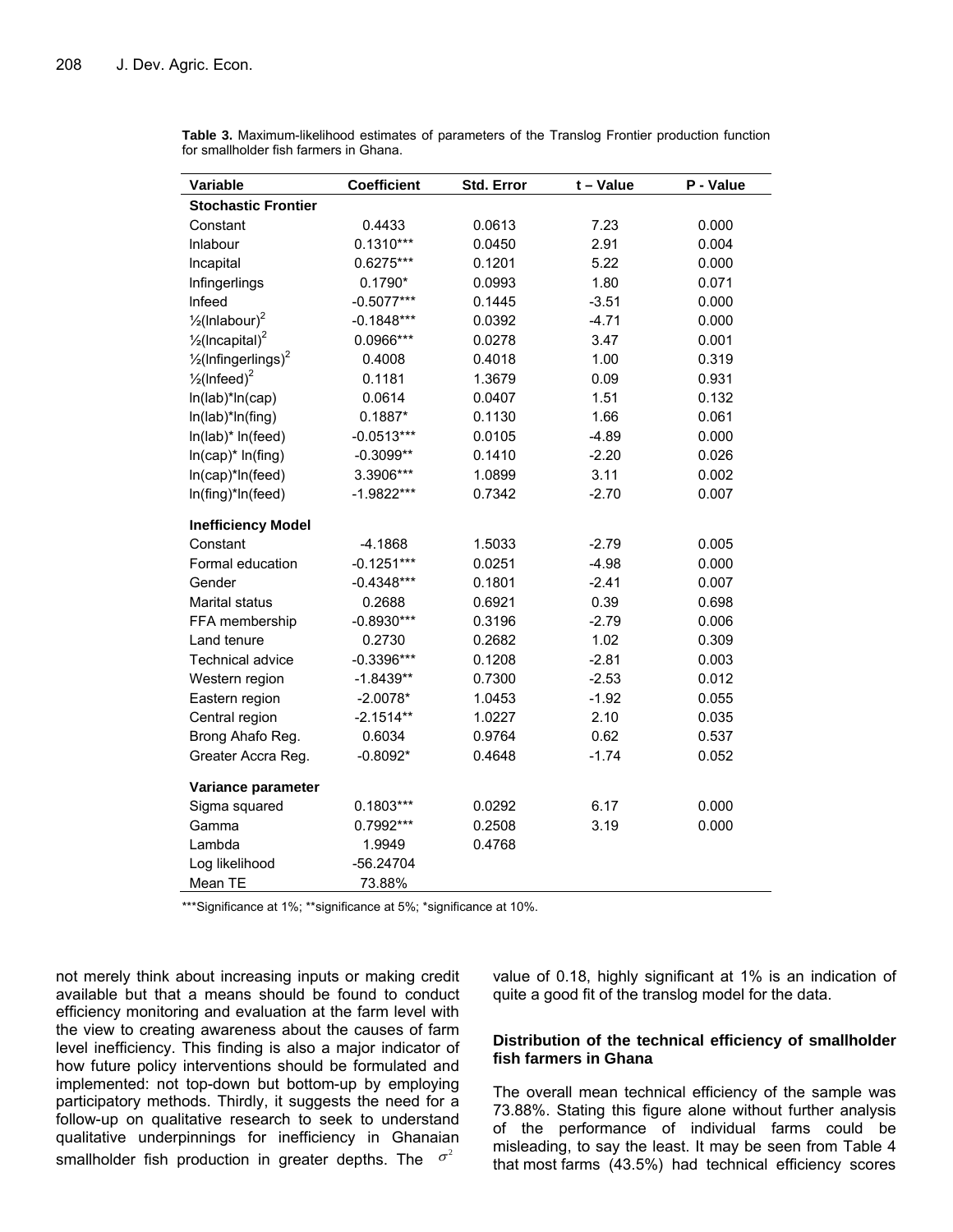**Table 3.** Maximum-likelihood estimates of parameters of the Translog Frontier production function for smallholder fish farmers in Ghana.

| Variable | Coefficient | Std. Error | t – Value | P - Value |
|---|---|---|---|---|
| **Stochastic Frontier** | | | | |
| Constant | 0.4433 | 0.0613 | 7.23 | 0.000 |
| lnlabour | 0.1310*** | 0.0450 | 2.91 | 0.004 |
| lncapital | 0.6275*** | 0.1201 | 5.22 | 0.000 |
| lnfingerlings | 0.1790* | 0.0993 | 1.80 | 0.071 |
| lnfeed | -0.5077*** | 0.1445 | -3.51 | 0.000 |
| $\frac{1}{2}(\ln labour)^2$ | -0.1848*** | 0.0392 | -4.71 | 0.000 |
| $\frac{1}{2}(\ln capital)^2$ | 0.0966*** | 0.0278 | 3.47 | 0.001 |
| $\frac{1}{2}(\ln fingerlings)^2$ | 0.4008 | 0.4018 | 1.00 | 0.319 |
| $\frac{1}{2}(\ln feed)^2$ | 0.1181 | 1.3679 | 0.09 | 0.931 |
| ln(lab)*ln(cap) | 0.0614 | 0.0407 | 1.51 | 0.132 |
| ln(lab)*ln(fing) | 0.1887* | 0.1130 | 1.66 | 0.061 |
| ln(lab)* ln(feed) | -0.0513*** | 0.0105 | -4.89 | 0.000 |
| ln(cap)* ln(fing) | -0.3099** | 0.1410 | -2.20 | 0.026 |
| ln(cap)*ln(feed) | 3.3906*** | 1.0899 | 3.11 | 0.002 |
| ln(fing)*ln(feed) | -1.9822*** | 0.7342 | -2.70 | 0.007 |
| **Inefficiency Model** | | | | |
| Constant | -4.1868 | 1.5033 | -2.79 | 0.005 |
| Formal education | -0.1251*** | 0.0251 | -4.98 | 0.000 |
| Gender | -0.4348*** | 0.1801 | -2.41 | 0.007 |
| Marital status | 0.2688 | 0.6921 | 0.39 | 0.698 |
| FFA membership | -0.8930*** | 0.3196 | -2.79 | 0.006 |
| Land tenure | 0.2730 | 0.2682 | 1.02 | 0.309 |
| Technical advice | -0.3396*** | 0.1208 | -2.81 | 0.003 |
| Western region | -1.8439** | 0.7300 | -2.53 | 0.012 |
| Eastern region | -2.0078* | 1.0453 | -1.92 | 0.055 |
| Central region | -2.1514** | 1.0227 | 2.10 | 0.035 |
| Brong Ahafo Reg. | 0.6034 | 0.9764 | 0.62 | 0.537 |
| Greater Accra Reg. | -0.8092* | 0.4648 | -1.74 | 0.052 |
| **Variance parameter** | | | | |
| Sigma squared | 0.1803*** | 0.0292 | 6.17 | 0.000 |
| Gamma | 0.7992*** | 0.2508 | 3.19 | 0.000 |
| Lambda | 1.9949 | 0.4768 | | |
| Log likelihood | -56.24704 | | | |
| Mean TE | 73.88% | | | |

***Significance at 1%; **significance at 5%; *significance at 10%.

not merely think about increasing inputs or making credit available but that a means should be found to conduct efficiency monitoring and evaluation at the farm level with the view to creating awareness about the causes of farm level inefficiency. This finding is also a major indicator of how future policy interventions should be formulated and implemented: not top-down but bottom-up by employing participatory methods. Thirdly, it suggests the need for a follow-up on qualitative research to seek to understand qualitative underpinnings for inefficiency in Ghanaian smallholder fish production in greater depths. The $\sigma^2$ value of 0.18, highly significant at 1% is an indication of quite a good fit of the translog model for the data.

### Distribution of the technical efficiency of smallholder fish farmers in Ghana

The overall mean technical efficiency of the sample was 73.88%. Stating this figure alone without further analysis of the performance of individual farms could be misleading, to say the least. It may be seen from Table 4 that most farms (43.5%) had technical efficiency scores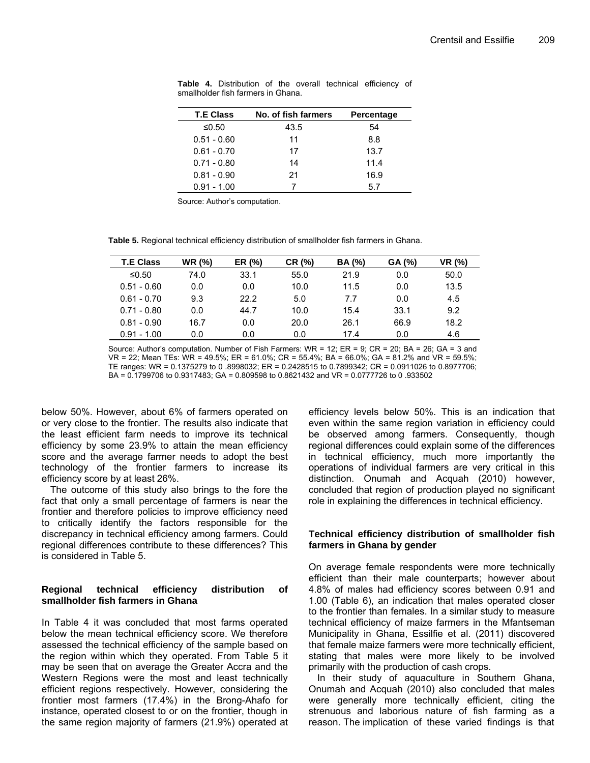**Table 4.** Distribution of the overall technical efficiency of smallholder fish farmers in Ghana.

| T.E Class | No. of fish farmers | Percentage |
|---|---|---|
| ≤0.50 | 43.5 | 54 |
| 0.51 - 0.60 | 11 | 8.8 |
| 0.61 - 0.70 | 17 | 13.7 |
| 0.71 - 0.80 | 14 | 11.4 |
| 0.81 - 0.90 | 21 | 16.9 |
| 0.91 - 1.00 | 7 | 5.7 |

Source: Author's computation.

**Table 5.** Regional technical efficiency distribution of smallholder fish farmers in Ghana.

| T.E Class | WR (%) | ER (%) | CR (%) | BA (%) | GA (%) | VR (%) |
|---|---|---|---|---|---|---|
| ≤0.50 | 74.0 | 33.1 | 55.0 | 21.9 | 0.0 | 50.0 |
| 0.51 - 0.60 | 0.0 | 0.0 | 10.0 | 11.5 | 0.0 | 13.5 |
| 0.61 - 0.70 | 9.3 | 22.2 | 5.0 | 7.7 | 0.0 | 4.5 |
| 0.71 - 0.80 | 0.0 | 44.7 | 10.0 | 15.4 | 33.1 | 9.2 |
| 0.81 - 0.90 | 16.7 | 0.0 | 20.0 | 26.1 | 66.9 | 18.2 |
| 0.91 - 1.00 | 0.0 | 0.0 | 0.0 | 17.4 | 0.0 | 4.6 |

Source: Author's computation. Number of Fish Farmers: WR = 12; ER = 9; CR = 20; BA = 26; GA = 3 and VR = 22; Mean TEs: WR = 49.5%; ER = 61.0%; CR = 55.4%; BA = 66.0%; GA = 81.2% and VR = 59.5%; TE ranges: WR = 0.1375279 to 0 .8998032; ER = 0.2428515 to 0.7899342; CR = 0.0911026 to 0.8977706; BA = 0.1799706 to 0.9317483; GA = 0.809598 to 0.8621432 and VR = 0.0777726 to 0 .933502

below 50%. However, about 6% of farmers operated on or very close to the frontier. The results also indicate that the least efficient farm needs to improve its technical efficiency by some 23.9% to attain the mean efficiency score and the average farmer needs to adopt the best technology of the frontier farmers to increase its efficiency score by at least 26%.

The outcome of this study also brings to the fore the fact that only a small percentage of farmers is near the frontier and therefore policies to improve efficiency need to critically identify the factors responsible for the discrepancy in technical efficiency among farmers. Could regional differences contribute to these differences? This is considered in Table 5.

### Regional technical efficiency distribution of smallholder fish farmers in Ghana

In Table 4 it was concluded that most farms operated below the mean technical efficiency score. We therefore assessed the technical efficiency of the sample based on the region within which they operated. From Table 5 it may be seen that on average the Greater Accra and the Western Regions were the most and least technically efficient regions respectively. However, considering the frontier most farmers (17.4%) in the Brong-Ahafo for instance, operated closest to or on the frontier, though in the same region majority of farmers (21.9%) operated at efficiency levels below 50%. This is an indication that even within the same region variation in efficiency could be observed among farmers. Consequently, though regional differences could explain some of the differences in technical efficiency, much more importantly the operations of individual farmers are very critical in this distinction. Onumah and Acquah (2010) however, concluded that region of production played no significant role in explaining the differences in technical efficiency.

### Technical efficiency distribution of smallholder fish farmers in Ghana by gender

On average female respondents were more technically efficient than their male counterparts; however about 4.8% of males had efficiency scores between 0.91 and 1.00 (Table 6), an indication that males operated closer to the frontier than females. In a similar study to measure technical efficiency of maize farmers in the Mfantseman Municipality in Ghana, Essilfie et al. (2011) discovered that female maize farmers were more technically efficient, stating that males were more likely to be involved primarily with the production of cash crops.

In their study of aquaculture in Southern Ghana, Onumah and Acquah (2010) also concluded that males were generally more technically efficient, citing the strenuous and laborious nature of fish farming as a reason. The implication of these varied findings is that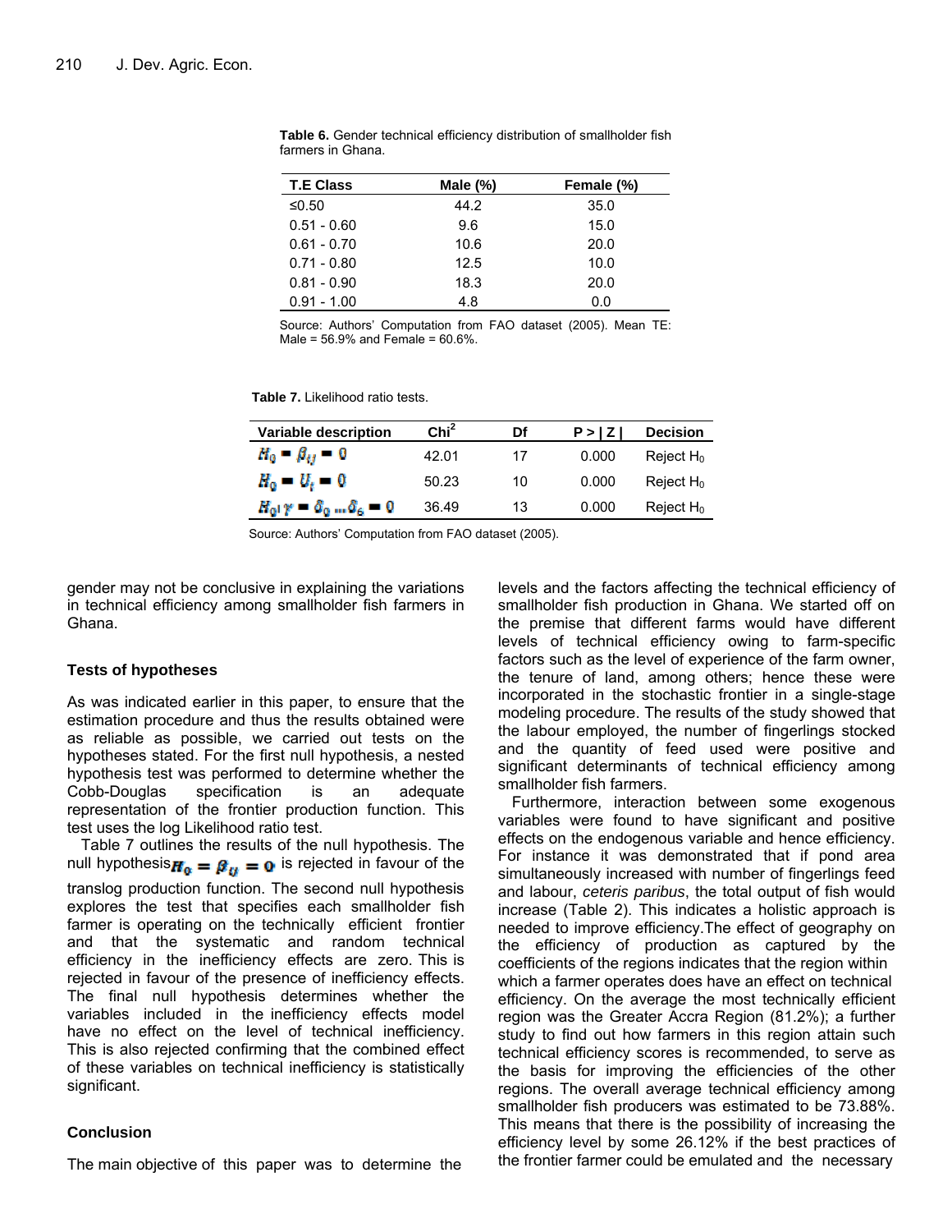**Table 6.** Gender technical efficiency distribution of smallholder fish farmers in Ghana.

| T.E Class | Male (%) | Female (%) |
|---|---|---|
| ≤0.50 | 44.2 | 35.0 |
| 0.51 - 0.60 | 9.6 | 15.0 |
| 0.61 - 0.70 | 10.6 | 20.0 |
| 0.71 - 0.80 | 12.5 | 10.0 |
| 0.81 - 0.90 | 18.3 | 20.0 |
| 0.91 - 1.00 | 4.8 | 0.0 |

Source: Authors' Computation from FAO dataset (2005). Mean TE: Male = 56.9% and Female = 60.6%.

**Table 7.** Likelihood ratio tests.

| Variable description | $Chi^2$ | Df | P > \| Z \| | Decision |
|---|---|---|---|---|
| $H_0 = \beta_{ij} = 0$ | 42.01 | 17 | 0.000 | Reject $H_0$ |
| $H_0 = U_i = 0$ | 50.23 | 10 | 0.000 | Reject $H_0$ |
| $H_0 \mid \gamma = \delta_0 \ldots \delta_6 = 0$ | 36.49 | 13 | 0.000 | Reject $H_0$ |

Source: Authors' Computation from FAO dataset (2005).

gender may not be conclusive in explaining the variations in technical efficiency among smallholder fish farmers in Ghana.

## Tests of hypotheses

As was indicated earlier in this paper, to ensure that the estimation procedure and thus the results obtained were as reliable as possible, we carried out tests on the hypotheses stated. For the first null hypothesis, a nested hypothesis test was performed to determine whether the Cobb-Douglas specification is an adequate representation of the frontier production function. This test uses the log Likelihood ratio test.

Table 7 outlines the results of the null hypothesis. The null hypothesis $H_0 = \beta_{ij} = 0$ is rejected in favour of the translog production function. The second null hypothesis explores the test that specifies each smallholder fish farmer is operating on the technically efficient frontier and that the systematic and random technical efficiency in the inefficiency effects are zero. This is rejected in favour of the presence of inefficiency effects. The final null hypothesis determines whether the variables included in the inefficiency effects model have no effect on the level of technical inefficiency. This is also rejected confirming that the combined effect of these variables on technical inefficiency is statistically significant.

## Conclusion

The main objective of this paper was to determine the levels and the factors affecting the technical efficiency of smallholder fish production in Ghana. We started off on the premise that different farms would have different levels of technical efficiency owing to farm-specific factors such as the level of experience of the farm owner, the tenure of land, among others; hence these were incorporated in the stochastic frontier in a single-stage modeling procedure. The results of the study showed that the labour employed, the number of fingerlings stocked and the quantity of feed used were positive and significant determinants of technical efficiency among smallholder fish farmers.

Furthermore, interaction between some exogenous variables were found to have significant and positive effects on the endogenous variable and hence efficiency. For instance it was demonstrated that if pond area simultaneously increased with number of fingerlings feed and labour, *ceteris paribus*, the total output of fish would increase (Table 2). This indicates a holistic approach is needed to improve efficiency.The effect of geography on the efficiency of production as captured by the coefficients of the regions indicates that the region within which a farmer operates does have an effect on technical efficiency. On the average the most technically efficient region was the Greater Accra Region (81.2%); a further study to find out how farmers in this region attain such technical efficiency scores is recommended, to serve as the basis for improving the efficiencies of the other regions. The overall average technical efficiency among smallholder fish producers was estimated to be 73.88%. This means that there is the possibility of increasing the efficiency level by some 26.12% if the best practices of the frontier farmer could be emulated and the necessary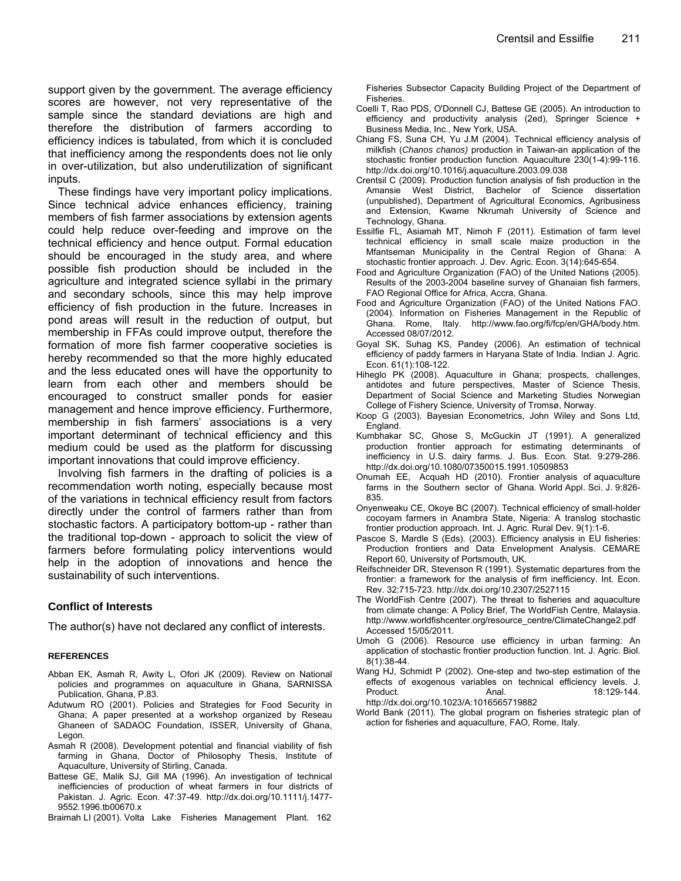support given by the government. The average efficiency scores are however, not very representative of the sample since the standard deviations are high and therefore the distribution of farmers according to efficiency indices is tabulated, from which it is concluded that inefficiency among the respondents does not lie only in over-utilization, but also underutilization of significant inputs.

These findings have very important policy implications. Since technical advice enhances efficiency, training members of fish farmer associations by extension agents could help reduce over-feeding and improve on the technical efficiency and hence output. Formal education should be encouraged in the study area, and where possible fish production should be included in the agriculture and integrated science syllabi in the primary and secondary schools, since this may help improve efficiency of fish production in the future. Increases in pond areas will result in the reduction of output, but membership in FFAs could improve output, therefore the formation of more fish farmer cooperative societies is hereby recommended so that the more highly educated and the less educated ones will have the opportunity to learn from each other and members should be encouraged to construct smaller ponds for easier management and hence improve efficiency. Furthermore, membership in fish farmers' associations is a very important determinant of technical efficiency and this medium could be used as the platform for discussing important innovations that could improve efficiency.

Involving fish farmers in the drafting of policies is a recommendation worth noting, especially because most of the variations in technical efficiency result from factors directly under the control of farmers rather than from stochastic factors. A participatory bottom-up - rather than the traditional top-down - approach to solicit the view of farmers before formulating policy interventions would help in the adoption of innovations and hence the sustainability of such interventions.

## Conflict of Interests

The author(s) have not declared any conflict of interests.

## REFERENCES

Abban EK, Asmah R, Awity L, Ofori JK (2009). Review on National policies and programmes on aquaculture in Ghana, SARNISSA Publication, Ghana, P.83.

Adutwum RO (2001). Policies and Strategies for Food Security in Ghana; A paper presented at a workshop organized by Reseau Ghaneen of SADAOC Foundation, ISSER, University of Ghana, Legon.

Asmah R (2008). Development potential and financial viability of fish farming in Ghana, Doctor of Philosophy Thesis, Institute of Aquaculture, University of Stirling, Canada.

Battese GE, Malik SJ, Gill MA (1996). An investigation of technical inefficiencies of production of wheat farmers in four districts of Pakistan. J. Agric. Econ. 47:37-49. http://dx.doi.org/10.1111/j.1477-9552.1996.tb00670.x

Braimah LI (2001). Volta Lake Fisheries Management Plant. 162 Fisheries Subsector Capacity Building Project of the Department of Fisheries.

Coelli T, Rao PDS, O'Donnell CJ, Battese GE (2005). An introduction to efficiency and productivity analysis (2ed), Springer Science + Business Media, Inc., New York, USA.

Chiang FS, Suna CH, Yu J.M (2004). Technical efficiency analysis of milkfish (*Chanos chanos)* production in Taiwan-an application of the stochastic frontier production function. Aquaculture 230(1-4):99-116. http://dx.doi.org/10.1016/j.aquaculture.2003.09.038

Crentsil C (2009). Production function analysis of fish production in the Amansie West District, Bachelor of Science dissertation (unpublished), Department of Agricultural Economics, Agribusiness and Extension, Kwame Nkrumah University of Science and Technology, Ghana.

Essilfie FL, Asiamah MT, Nimoh F (2011). Estimation of farm level technical efficiency in small scale maize production in the Mfantseman Municipality in the Central Region of Ghana: A stochastic frontier approach. J. Dev. Agric. Econ. 3(14):645-654.

Food and Agriculture Organization (FAO) of the United Nations (2005). Results of the 2003-2004 baseline survey of Ghanaian fish farmers, FAO Regional Office for Africa, Accra, Ghana.

Food and Agriculture Organization (FAO) of the United Nations FAO. (2004). Information on Fisheries Management in the Republic of Ghana. Rome, Italy. http://www.fao.org/fi/fcp/en/GHA/body.htm. Accessed 08/07/2012.

Goyal SK, Suhag KS, Pandey (2006). An estimation of technical efficiency of paddy farmers in Haryana State of India. Indian J. Agric. Econ. 61(1):108-122.

Hiheglo PK (2008). Aquaculture in Ghana; prospects, challenges, antidotes and future perspectives, Master of Science Thesis, Department of Social Science and Marketing Studies Norwegian College of Fishery Science, University of Tromsø, Norway.

Koop G (2003). Bayesian Econometrics, John Wiley and Sons Ltd, England.

Kumbhakar SC, Ghose S, McGuckin JT (1991). A generalized production frontier approach for estimating determinants of inefficiency in U.S. dairy farms. J. Bus. Econ. Stat. 9:279-286. http://dx.doi.org/10.1080/07350015.1991.10509853

Onumah EE, Acquah HD (2010). Frontier analysis of aquaculture farms in the Southern sector of Ghana. World Appl. Sci. J. 9:826-835.

Onyenweaku CE, Okoye BC (2007). Technical efficiency of small-holder cocoyam farmers in Anambra State, Nigeria: A translog stochastic frontier production approach. Int. J. Agric. Rural Dev. 9(1):1-6.

Pascoe S, Mardle S (Eds). (2003). Efficiency analysis in EU fisheries: Production frontiers and Data Envelopment Analysis. CEMARE Report 60, University of Portsmouth, UK.

Reifschneider DR, Stevenson R (1991). Systematic departures from the frontier: a framework for the analysis of firm inefficiency. Int. Econ. Rev. 32:715-723. http://dx.doi.org/10.2307/2527115

The WorldFish Centre (2007). The threat to fisheries and aquaculture from climate change: A Policy Brief, The WorldFish Centre, Malaysia. http://www.worldfishcenter.org/resource_centre/ClimateChange2.pdf Accessed 15/05/2011.

Umoh G (2006). Resource use efficiency in urban farming: An application of stochastic frontier production function. Int. J. Agric. Biol. 8(1):38-44.

Wang HJ, Schmidt P (2002). One-step and two-step estimation of the effects of exogenous variables on technical efficiency levels. J. Product. Anal. 18:129-144. http://dx.doi.org/10.1023/A:1016565719882

World Bank (2011). The global program on fisheries strategic plan of action for fisheries and aquaculture, FAO, Rome, Italy.